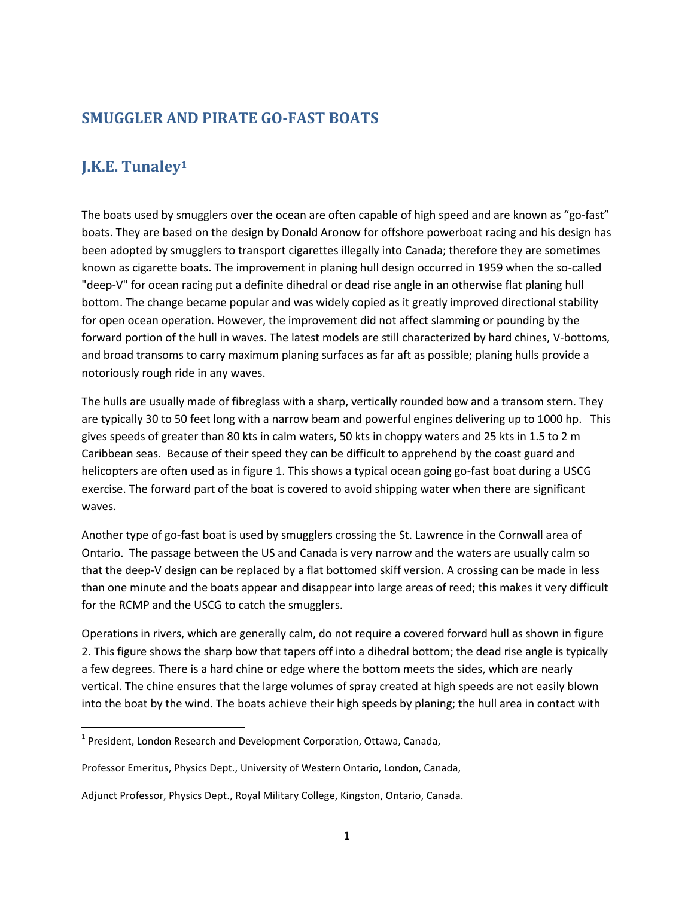## SMUGGLER AND PIRATE GO-FAST BOATS

## J.K.E. Tunaley[1]

The boats used by smugglers over the ocean are often capable of high speed and are known as “go-fast” boats. They are based on the design by Donald Aronow for offshore powerboat racing and his design has been adopted by smugglers to transport cigarettes illegally into Canada; therefore they are sometimes known as cigarette boats. The improvement in planing hull design occurred in 1959 when the so-called "deep-V" for ocean racing put a definite dihedral or dead rise angle in an otherwise flat planing hull bottom. The change became popular and was widely copied as it greatly improved directional stability for open ocean operation. However, the improvement did not affect slamming or pounding by the forward portion of the hull in waves. The latest models are still characterized by hard chines, V-bottoms, and broad transoms to carry maximum planing surfaces as far aft as possible; planing hulls provide a notoriously rough ride in any waves.

The hulls are usually made of fibreglass with a sharp, vertically rounded bow and a transom stern. They are typically 30 to 50 feet long with a narrow beam and powerful engines delivering up to 1000 hp. This gives speeds of greater than 80 kts in calm waters, 50 kts in choppy waters and 25 kts in 1.5 to 2 m Caribbean seas. Because of their speed they can be difficult to apprehend by the coast guard and helicopters are often used as in figure 1. This shows a typical ocean going go-fast boat during a USCG exercise. The forward part of the boat is covered to avoid shipping water when there are significant waves.

Another type of go-fast boat is used by smugglers crossing the St. Lawrence in the Cornwall area of Ontario. The passage between the US and Canada is very narrow and the waters are usually calm so that the deep-V design can be replaced by a flat bottomed skiff version. A crossing can be made in less than one minute and the boats appear and disappear into large areas of reed; this makes it very difficult for the RCMP and the USCG to catch the smugglers.

Operations in rivers, which are generally calm, do not require a covered forward hull as shown in figure 2. This figure shows the sharp bow that tapers off into a dihedral bottom; the dead rise angle is typically a few degrees. There is a hard chine or edge where the bottom meets the sides, which are nearly vertical. The chine ensures that the large volumes of spray created at high speeds are not easily blown into the boat by the wind. The boats achieve their high speeds by planing; the hull area in contact with

---

[1] President, London Research and Development Corporation, Ottawa, Canada,

Professor Emeritus, Physics Dept., University of Western Ontario, London, Canada,

Adjunct Professor, Physics Dept., Royal Military College, Kingston, Ontario, Canada.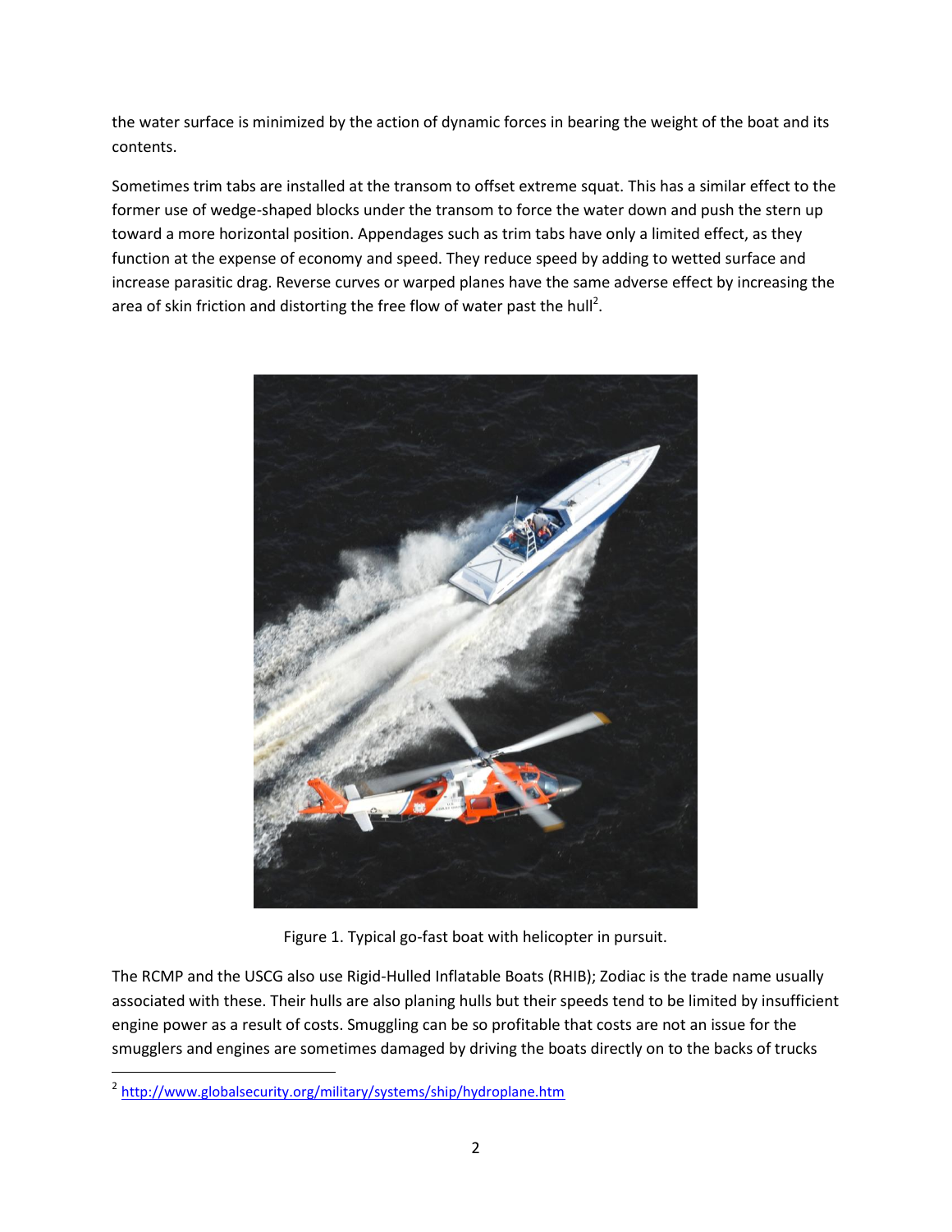the water surface is minimized by the action of dynamic forces in bearing the weight of the boat and its contents.

Sometimes trim tabs are installed at the transom to offset extreme squat. This has a similar effect to the former use of wedge-shaped blocks under the transom to force the water down and push the stern up toward a more horizontal position. Appendages such as trim tabs have only a limited effect, as they function at the expense of economy and speed. They reduce speed by adding to wetted surface and increase parasitic drag. Reverse curves or warped planes have the same adverse effect by increasing the area of skin friction and distorting the free flow of water past the hull[2].

Figure 1. Typical go-fast boat with helicopter in pursuit.

The RCMP and the USCG also use Rigid-Hulled Inflatable Boats (RHIB); Zodiac is the trade name usually associated with these. Their hulls are also planing hulls but their speeds tend to be limited by insufficient engine power as a result of costs. Smuggling can be so profitable that costs are not an issue for the smugglers and engines are sometimes damaged by driving the boats directly on to the backs of trucks

[2] http://www.globalsecurity.org/military/systems/ship/hydroplane.htm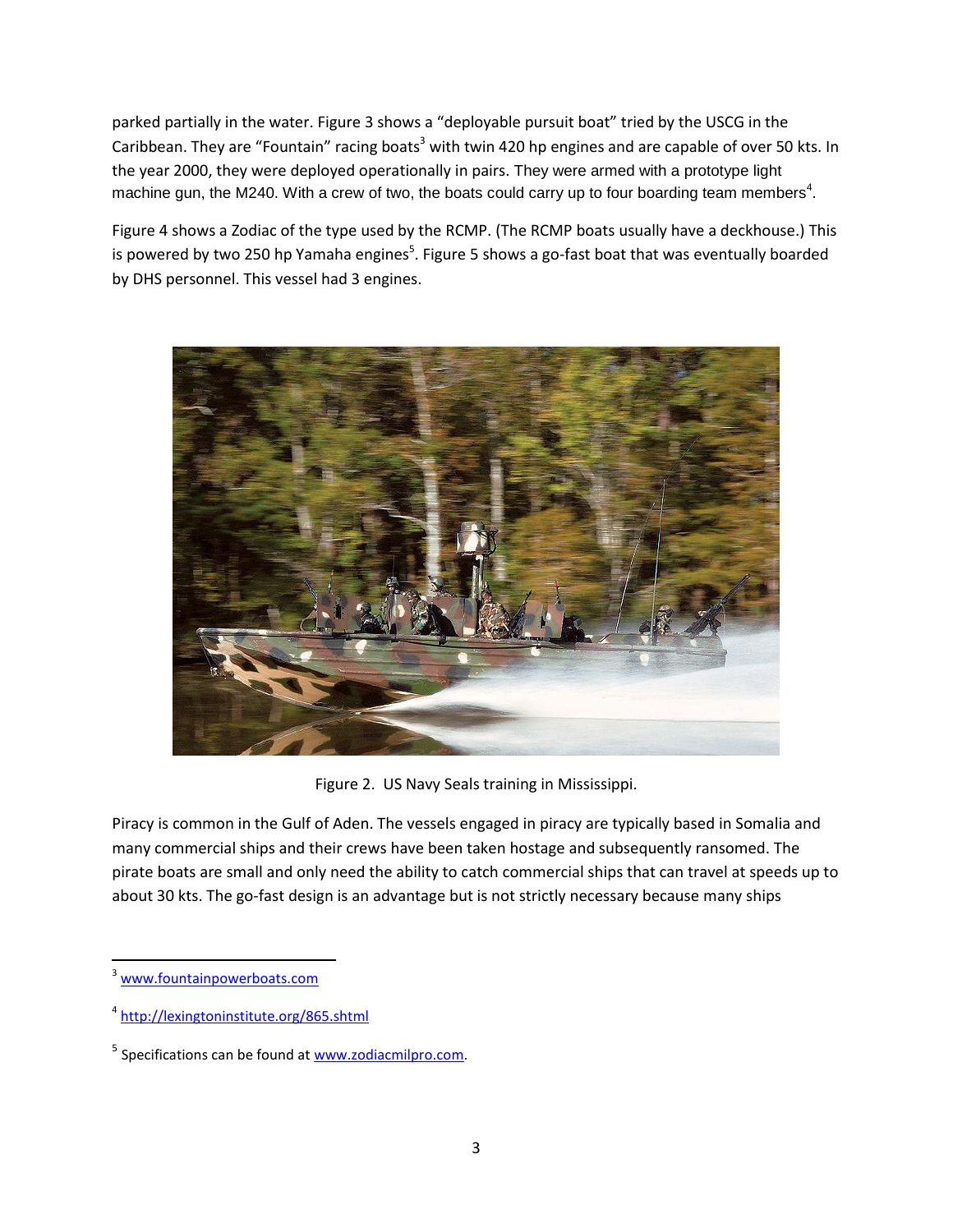parked partially in the water. Figure 3 shows a "deployable pursuit boat" tried by the USCG in the Caribbean. They are "Fountain" racing boats[3] with twin 420 hp engines and are capable of over 50 kts. In the year 2000, they were deployed operationally in pairs. They were armed with a prototype light machine gun, the M240. With a crew of two, the boats could carry up to four boarding team members[4].

Figure 4 shows a Zodiac of the type used by the RCMP. (The RCMP boats usually have a deckhouse.) This is powered by two 250 hp Yamaha engines[5]. Figure 5 shows a go-fast boat that was eventually boarded by DHS personnel. This vessel had 3 engines.

Figure 2. US Navy Seals training in Mississippi.

Piracy is common in the Gulf of Aden. The vessels engaged in piracy are typically based in Somalia and many commercial ships and their crews have been taken hostage and subsequently ransomed. The pirate boats are small and only need the ability to catch commercial ships that can travel at speeds up to about 30 kts. The go-fast design is an advantage but is not strictly necessary because many ships

---

[3] www.fountainpowerboats.com

[4] http://lexingtoninstitute.org/865.shtml

[5] Specifications can be found at www.zodiacmilpro.com.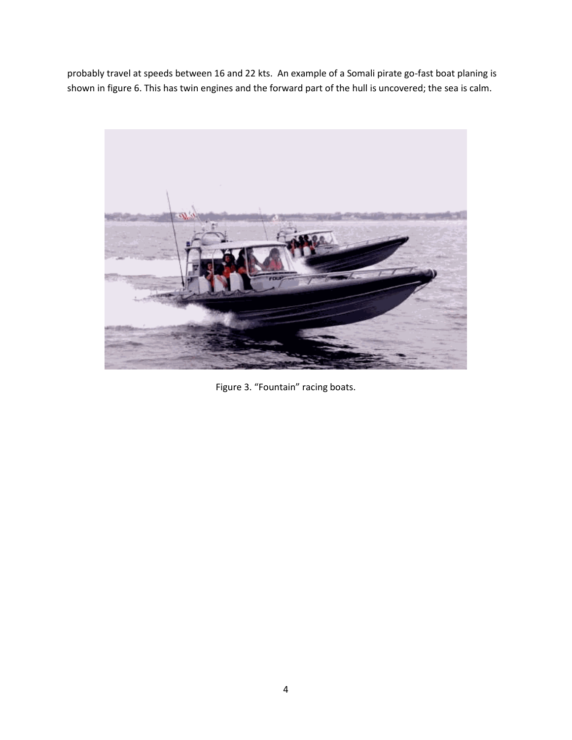probably travel at speeds between 16 and 22 kts. An example of a Somali pirate go-fast boat planing is shown in figure 6. This has twin engines and the forward part of the hull is uncovered; the sea is calm.

Figure 3. "Fountain" racing boats.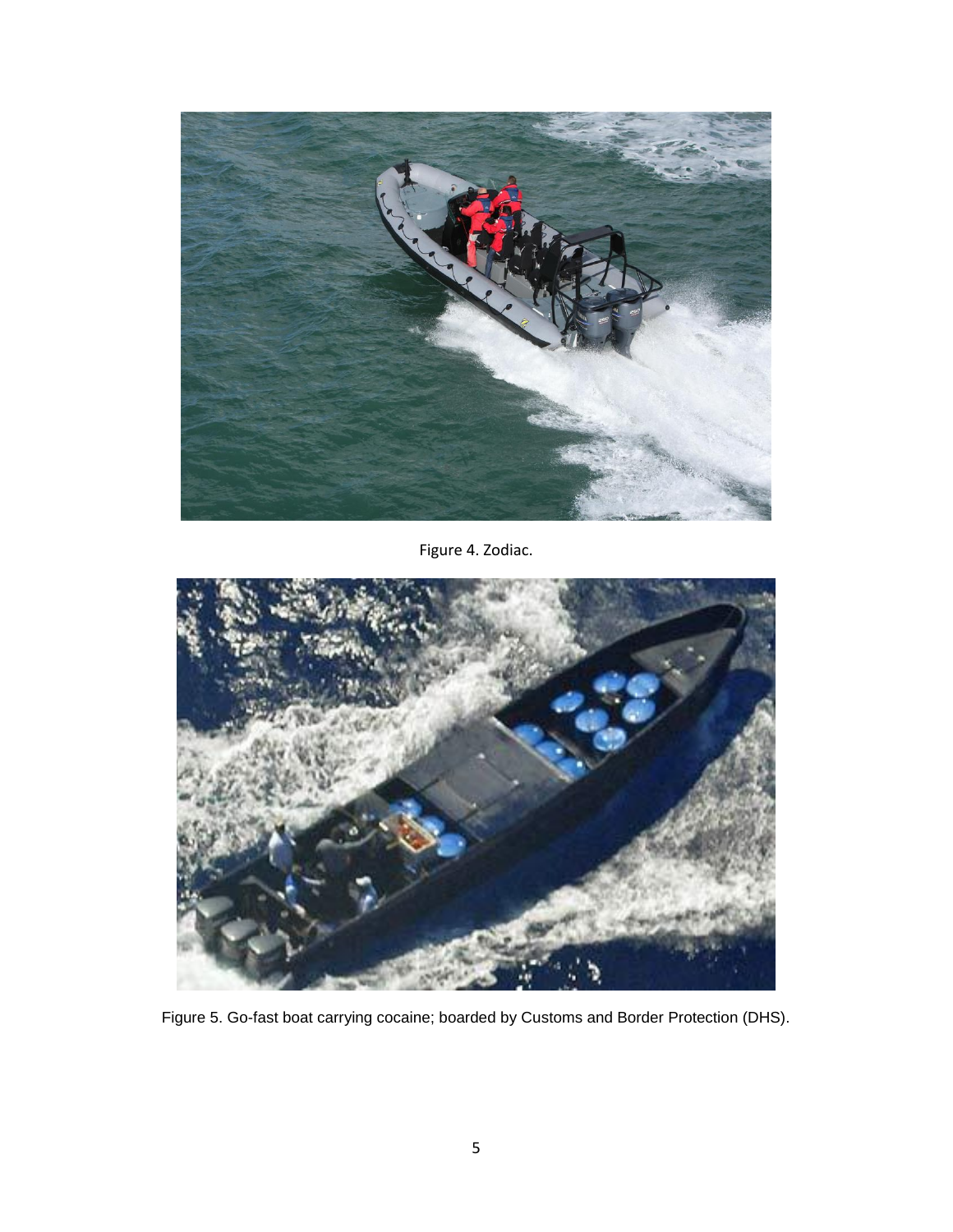Figure 4. Zodiac.

Figure 5. Go-fast boat carrying cocaine; boarded by Customs and Border Protection (DHS).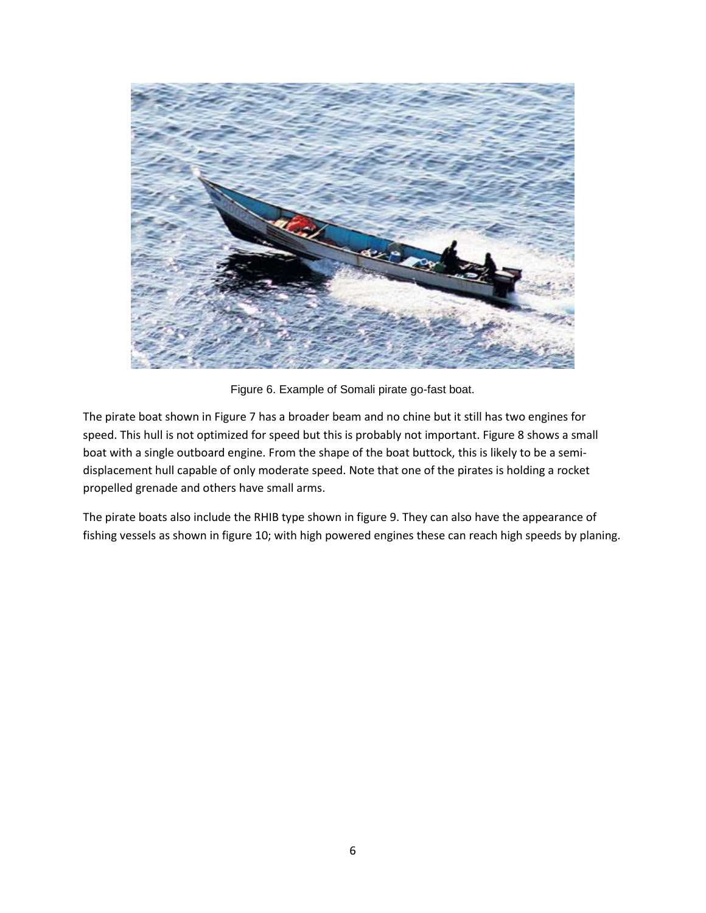Figure 6. Example of Somali pirate go-fast boat.

The pirate boat shown in Figure 7 has a broader beam and no chine but it still has two engines for speed. This hull is not optimized for speed but this is probably not important. Figure 8 shows a small boat with a single outboard engine. From the shape of the boat buttock, this is likely to be a semi-displacement hull capable of only moderate speed. Note that one of the pirates is holding a rocket propelled grenade and others have small arms.

The pirate boats also include the RHIB type shown in figure 9. They can also have the appearance of fishing vessels as shown in figure 10; with high powered engines these can reach high speeds by planing.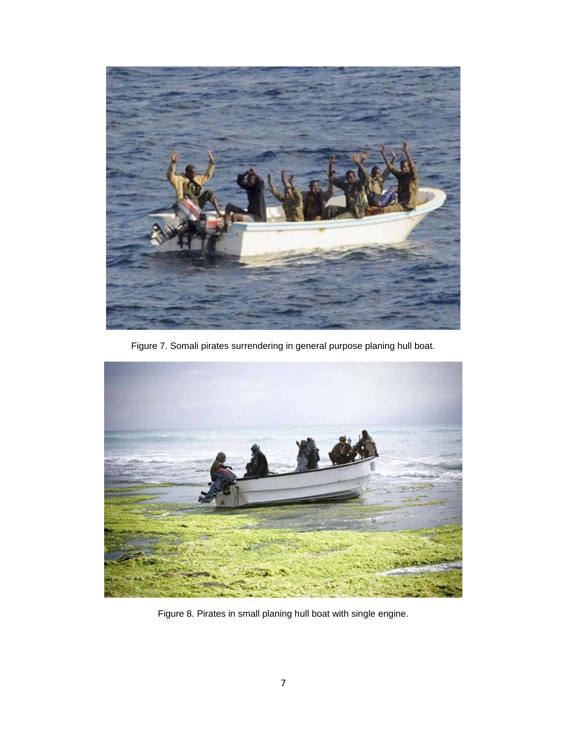Figure 7. Somali pirates surrendering in general purpose planing hull boat.

Figure 8. Pirates in small planing hull boat with single engine.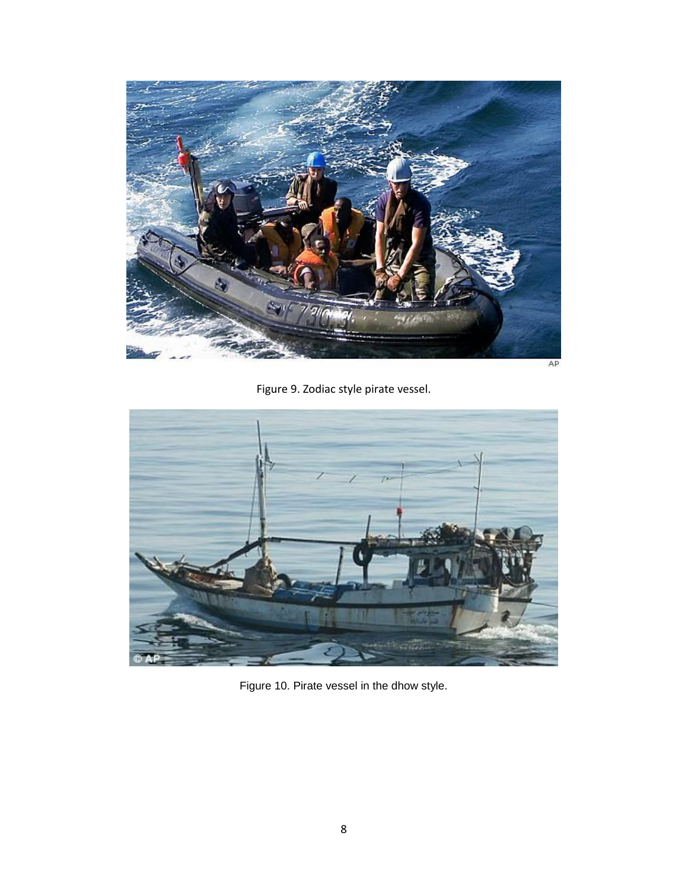Figure 9. Zodiac style pirate vessel.

Figure 10. Pirate vessel in the dhow style.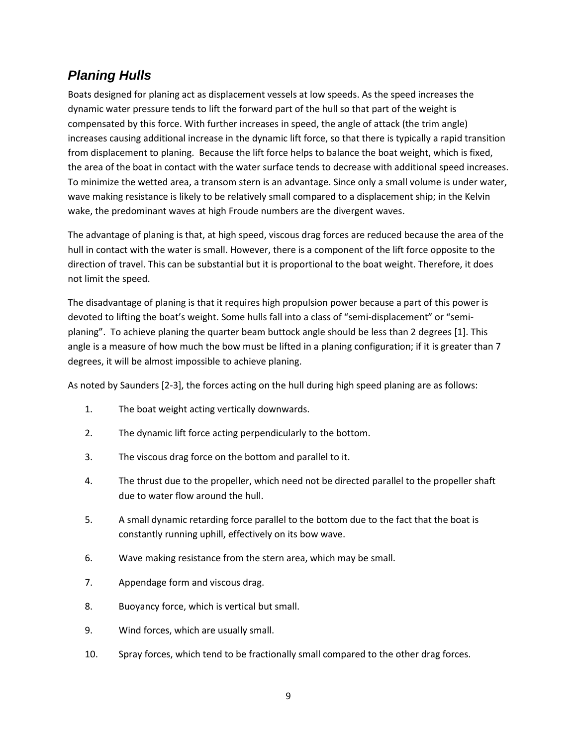## *Planing Hulls*

Boats designed for planing act as displacement vessels at low speeds. As the speed increases the dynamic water pressure tends to lift the forward part of the hull so that part of the weight is compensated by this force. With further increases in speed, the angle of attack (the trim angle) increases causing additional increase in the dynamic lift force, so that there is typically a rapid transition from displacement to planing. Because the lift force helps to balance the boat weight, which is fixed, the area of the boat in contact with the water surface tends to decrease with additional speed increases. To minimize the wetted area, a transom stern is an advantage. Since only a small volume is under water, wave making resistance is likely to be relatively small compared to a displacement ship; in the Kelvin wake, the predominant waves at high Froude numbers are the divergent waves.

The advantage of planing is that, at high speed, viscous drag forces are reduced because the area of the hull in contact with the water is small. However, there is a component of the lift force opposite to the direction of travel. This can be substantial but it is proportional to the boat weight. Therefore, it does not limit the speed.

The disadvantage of planing is that it requires high propulsion power because a part of this power is devoted to lifting the boat's weight. Some hulls fall into a class of "semi-displacement" or "semi-planing". To achieve planing the quarter beam buttock angle should be less than 2 degrees [1]. This angle is a measure of how much the bow must be lifted in a planing configuration; if it is greater than 7 degrees, it will be almost impossible to achieve planing.

As noted by Saunders [2-3], the forces acting on the hull during high speed planing are as follows:

1. The boat weight acting vertically downwards.
2. The dynamic lift force acting perpendicularly to the bottom.
3. The viscous drag force on the bottom and parallel to it.
4. The thrust due to the propeller, which need not be directed parallel to the propeller shaft due to water flow around the hull.
5. A small dynamic retarding force parallel to the bottom due to the fact that the boat is constantly running uphill, effectively on its bow wave.
6. Wave making resistance from the stern area, which may be small.
7. Appendage form and viscous drag.
8. Buoyancy force, which is vertical but small.
9. Wind forces, which are usually small.
10. Spray forces, which tend to be fractionally small compared to the other drag forces.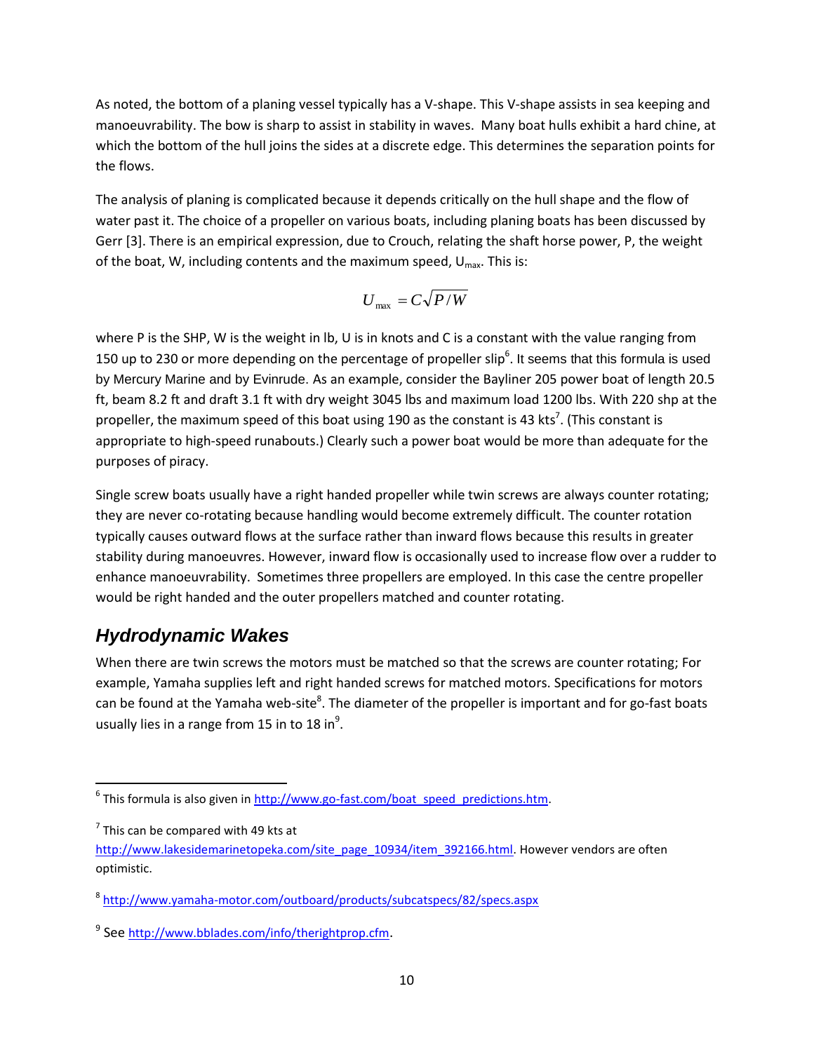As noted, the bottom of a planing vessel typically has a V-shape. This V-shape assists in sea keeping and manoeuvrability. The bow is sharp to assist in stability in waves. Many boat hulls exhibit a hard chine, at which the bottom of the hull joins the sides at a discrete edge. This determines the separation points for the flows.

The analysis of planing is complicated because it depends critically on the hull shape and the flow of water past it. The choice of a propeller on various boats, including planing boats has been discussed by Gerr [3]. There is an empirical expression, due to Crouch, relating the shaft horse power, P, the weight of the boat, W, including contents and the maximum speed, $U_{max}$. This is:

$$U_{\max} = C\sqrt{P/W}$$

where P is the SHP, W is the weight in lb, U is in knots and C is a constant with the value ranging from 150 up to 230 or more depending on the percentage of propeller slip[6]. It seems that this formula is used by Mercury Marine and by Evinrude. As an example, consider the Bayliner 205 power boat of length 20.5 ft, beam 8.2 ft and draft 3.1 ft with dry weight 3045 lbs and maximum load 1200 lbs. With 220 shp at the propeller, the maximum speed of this boat using 190 as the constant is 43 kts[7]. (This constant is appropriate to high-speed runabouts.) Clearly such a power boat would be more than adequate for the purposes of piracy.

Single screw boats usually have a right handed propeller while twin screws are always counter rotating; they are never co-rotating because handling would become extremely difficult. The counter rotation typically causes outward flows at the surface rather than inward flows because this results in greater stability during manoeuvres. However, inward flow is occasionally used to increase flow over a rudder to enhance manoeuvrability. Sometimes three propellers are employed. In this case the centre propeller would be right handed and the outer propellers matched and counter rotating.

## *Hydrodynamic Wakes*

When there are twin screws the motors must be matched so that the screws are counter rotating; For example, Yamaha supplies left and right handed screws for matched motors. Specifications for motors can be found at the Yamaha web-site[8]. The diameter of the propeller is important and for go-fast boats usually lies in a range from 15 in to 18 in[9].

---

[6] This formula is also given in http://www.go-fast.com/boat_speed_predictions.htm.

[7] This can be compared with 49 kts at http://www.lakesidemarinetopeka.com/site_page_10934/item_392166.html. However vendors are often optimistic.

[8] http://www.yamaha-motor.com/outboard/products/subcatspecs/82/specs.aspx

[9] See http://www.bblades.com/info/therightprop.cfm.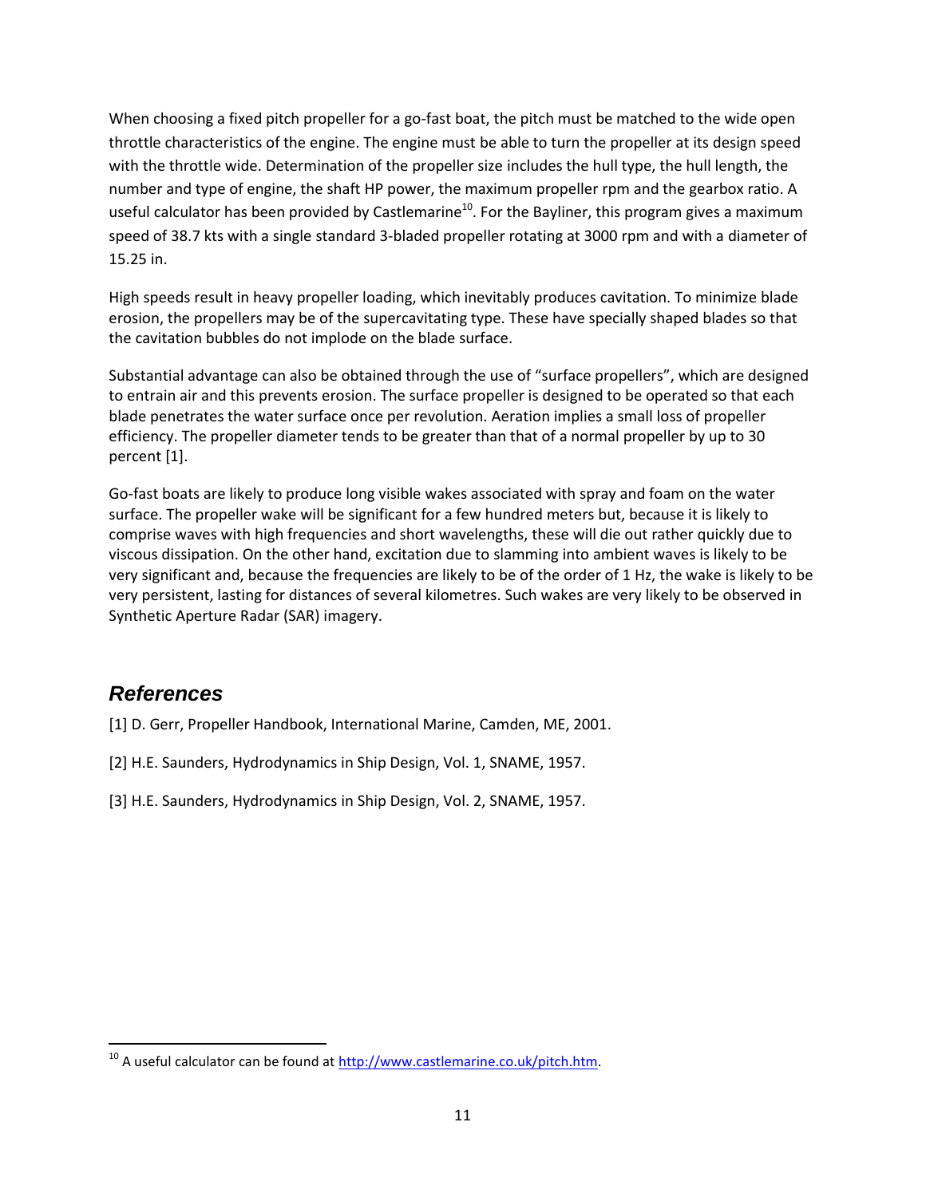When choosing a fixed pitch propeller for a go-fast boat, the pitch must be matched to the wide open throttle characteristics of the engine. The engine must be able to turn the propeller at its design speed with the throttle wide. Determination of the propeller size includes the hull type, the hull length, the number and type of engine, the shaft HP power, the maximum propeller rpm and the gearbox ratio. A useful calculator has been provided by Castlemarine[10]. For the Bayliner, this program gives a maximum speed of 38.7 kts with a single standard 3-bladed propeller rotating at 3000 rpm and with a diameter of 15.25 in.

High speeds result in heavy propeller loading, which inevitably produces cavitation. To minimize blade erosion, the propellers may be of the supercavitating type. These have specially shaped blades so that the cavitation bubbles do not implode on the blade surface.

Substantial advantage can also be obtained through the use of "surface propellers", which are designed to entrain air and this prevents erosion. The surface propeller is designed to be operated so that each blade penetrates the water surface once per revolution. Aeration implies a small loss of propeller efficiency. The propeller diameter tends to be greater than that of a normal propeller by up to 30 percent [1].

Go-fast boats are likely to produce long visible wakes associated with spray and foam on the water surface. The propeller wake will be significant for a few hundred meters but, because it is likely to comprise waves with high frequencies and short wavelengths, these will die out rather quickly due to viscous dissipation. On the other hand, excitation due to slamming into ambient waves is likely to be very significant and, because the frequencies are likely to be of the order of 1 Hz, the wake is likely to be very persistent, lasting for distances of several kilometres. Such wakes are very likely to be observed in Synthetic Aperture Radar (SAR) imagery.

## References

[1] D. Gerr, Propeller Handbook, International Marine, Camden, ME, 2001.

[2] H.E. Saunders, Hydrodynamics in Ship Design, Vol. 1, SNAME, 1957.

[3] H.E. Saunders, Hydrodynamics in Ship Design, Vol. 2, SNAME, 1957.

---

[10] A useful calculator can be found at http://www.castlemarine.co.uk/pitch.htm.